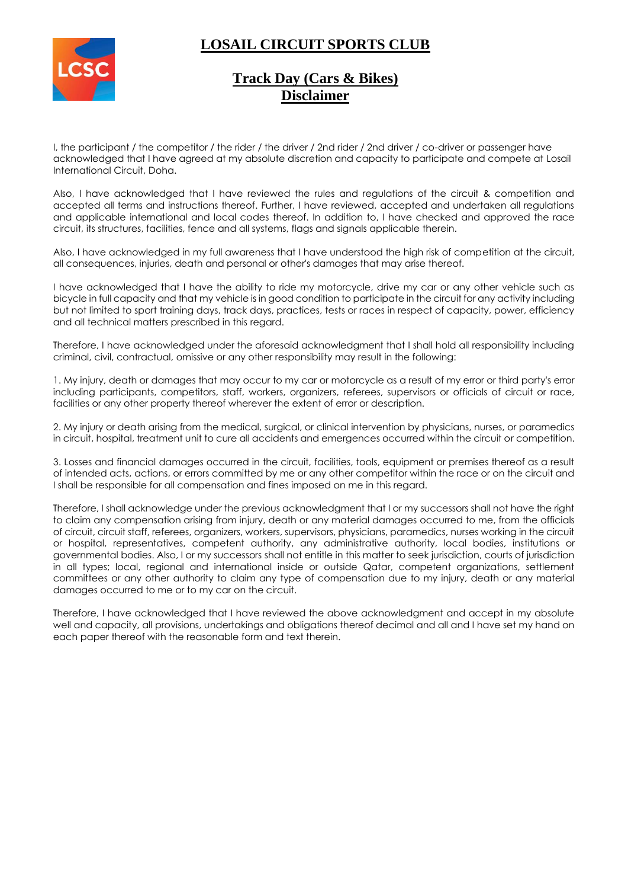# LOSAIL CIRCUIT SPORTS CLUB

## Track Day (Cars & Bikes) Disclaimer

I, the participant / the competitor / the rider / the driver / 2nd rider / 2nd driver / co-driver or passenger have acknowledged that I have agreed at my absolute discretion and capacity to participate and compete at Losail International Circuit, Doha.

Also, I have acknowledged that I have reviewed the rules and regulations of the circuit & competition and accepted all terms and instructions thereof. Further, I have reviewed, accepted and undertaken all regulations and applicable international and local codes thereof. In addition to, I have checked and approved the race circuit, its structures, facilities, fence and all systems, flags and signals applicable therein.

Also, I have acknowledged in my full awareness that I have understood the high risk of competition at the circuit, all consequences, injuries, death and personal or other's damages that may arise thereof.

I have acknowledged that I have the ability to ride my motorcycle, drive my car or any other vehicle such as bicycle in full capacity and that my vehicle is in good condition to participate in the circuit for any activity including but not limited to sport training days, track days, practices, tests or races in respect of capacity, power, efficiency and all technical matters prescribed in this regard.

Therefore, I have acknowledged under the aforesaid acknowledgment that I shall hold all responsibility including criminal, civil, contractual, omissive or any other responsibility may result in the following:

1. My injury, death or damages that may occur to my car or motorcycle as a result of my error or third party's error including participants, competitors, staff, workers, organizers, referees, supervisors or officials of circuit or race, facilities or any other property thereof wherever the extent of error or description.

2. My injury or death arising from the medical, surgical, or clinical intervention by physicians, nurses, or paramedics in circuit, hospital, treatment unit to cure all accidents and emergences occurred within the circuit or competition.

3. Losses and financial damages occurred in the circuit, facilities, tools, equipment or premises thereof as a result of intended acts, actions, or errors committed by me or any other competitor within the race or on the circuit and I shall be responsible for all compensation and fines imposed on me in this regard.

Therefore, I shall acknowledge under the previous acknowledgment that I or my successors shall not have the right to claim any compensation arising from injury, death or any material damages occurred to me, from the officials of circuit, circuit staff, referees, organizers, workers, supervisors, physicians, paramedics, nurses working in the circuit or hospital, representatives, competent authority, any administrative authority, local bodies, institutions or governmental bodies. Also, I or my successors shall not entitle in this matter to seek jurisdiction, courts of jurisdiction in all types; local, regional and international inside or outside Qatar, competent organizations, settlement committees or any other authority to claim any type of compensation due to my injury, death or any material damages occurred to me or to my car on the circuit.

Therefore, I have acknowledged that I have reviewed the above acknowledgment and accept in my absolute well and capacity, all provisions, undertakings and obligations thereof decimal and all and I have set my hand on each paper thereof with the reasonable form and text therein.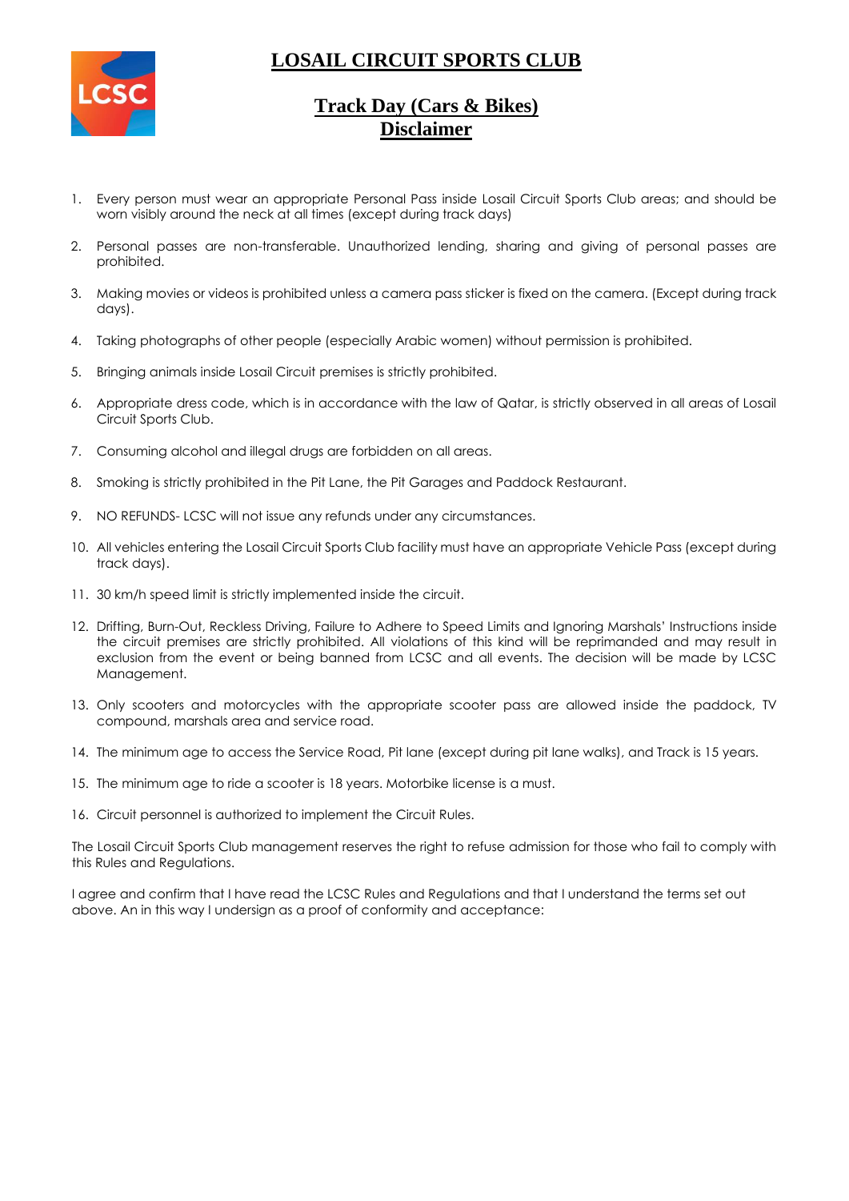# LOSAIL CIRCUIT SPORTS CLUB

## Track Day (Cars & Bikes)
## Disclaimer

1. Every person must wear an appropriate Personal Pass inside Losail Circuit Sports Club areas; and should be worn visibly around the neck at all times (except during track days)

2. Personal passes are non-transferable. Unauthorized lending, sharing and giving of personal passes are prohibited.

3. Making movies or videos is prohibited unless a camera pass sticker is fixed on the camera. (Except during track days).

4. Taking photographs of other people (especially Arabic women) without permission is prohibited.

5. Bringing animals inside Losail Circuit premises is strictly prohibited.

6. Appropriate dress code, which is in accordance with the law of Qatar, is strictly observed in all areas of Losail Circuit Sports Club.

7. Consuming alcohol and illegal drugs are forbidden on all areas.

8. Smoking is strictly prohibited in the Pit Lane, the Pit Garages and Paddock Restaurant.

9. NO REFUNDS- LCSC will not issue any refunds under any circumstances.

10. All vehicles entering the Losail Circuit Sports Club facility must have an appropriate Vehicle Pass (except during track days).

11. 30 km/h speed limit is strictly implemented inside the circuit.

12. Drifting, Burn-Out, Reckless Driving, Failure to Adhere to Speed Limits and Ignoring Marshals' Instructions inside the circuit premises are strictly prohibited. All violations of this kind will be reprimanded and may result in exclusion from the event or being banned from LCSC and all events. The decision will be made by LCSC Management.

13. Only scooters and motorcycles with the appropriate scooter pass are allowed inside the paddock, TV compound, marshals area and service road.

14. The minimum age to access the Service Road, Pit lane (except during pit lane walks), and Track is 15 years.

15. The minimum age to ride a scooter is 18 years. Motorbike license is a must.

16. Circuit personnel is authorized to implement the Circuit Rules.

The Losail Circuit Sports Club management reserves the right to refuse admission for those who fail to comply with this Rules and Regulations.

I agree and confirm that I have read the LCSC Rules and Regulations and that I understand the terms set out above. An in this way I undersign as a proof of conformity and acceptance: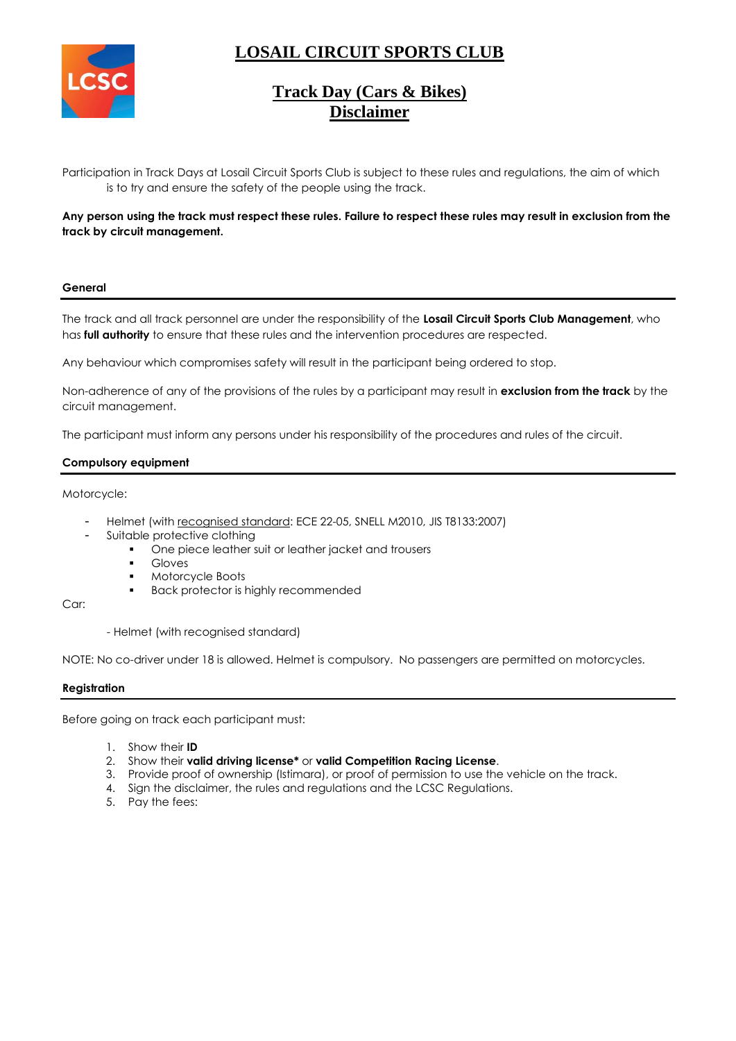# LOSAIL CIRCUIT SPORTS CLUB

## Track Day (Cars & Bikes) Disclaimer

Participation in Track Days at Losail Circuit Sports Club is subject to these rules and regulations, the aim of which is to try and ensure the safety of the people using the track.

**Any person using the track must respect these rules. Failure to respect these rules may result in exclusion from the track by circuit management.**

### General

The track and all track personnel are under the responsibility of the **Losail Circuit Sports Club Management**, who has **full authority** to ensure that these rules and the intervention procedures are respected.

Any behaviour which compromises safety will result in the participant being ordered to stop.

Non-adherence of any of the provisions of the rules by a participant may result in **exclusion from the track** by the circuit management.

The participant must inform any persons under his responsibility of the procedures and rules of the circuit.

### Compulsory equipment

Motorcycle:

- Helmet (with recognised standard: ECE 22-05, SNELL M2010, JIS T8133:2007)
- Suitable protective clothing
  - One piece leather suit or leather jacket and trousers
  - Gloves
  - Motorcycle Boots
  - Back protector is highly recommended

Car:

- Helmet (with recognised standard)

NOTE: No co-driver under 18 is allowed. Helmet is compulsory. No passengers are permitted on motorcycles.

### Registration

Before going on track each participant must:

1. Show their **ID**
2. Show their **valid driving license*** or **valid Competition Racing License**.
3. Provide proof of ownership (Istimara), or proof of permission to use the vehicle on the track.
4. Sign the disclaimer, the rules and regulations and the LCSC Regulations.
5. Pay the fees: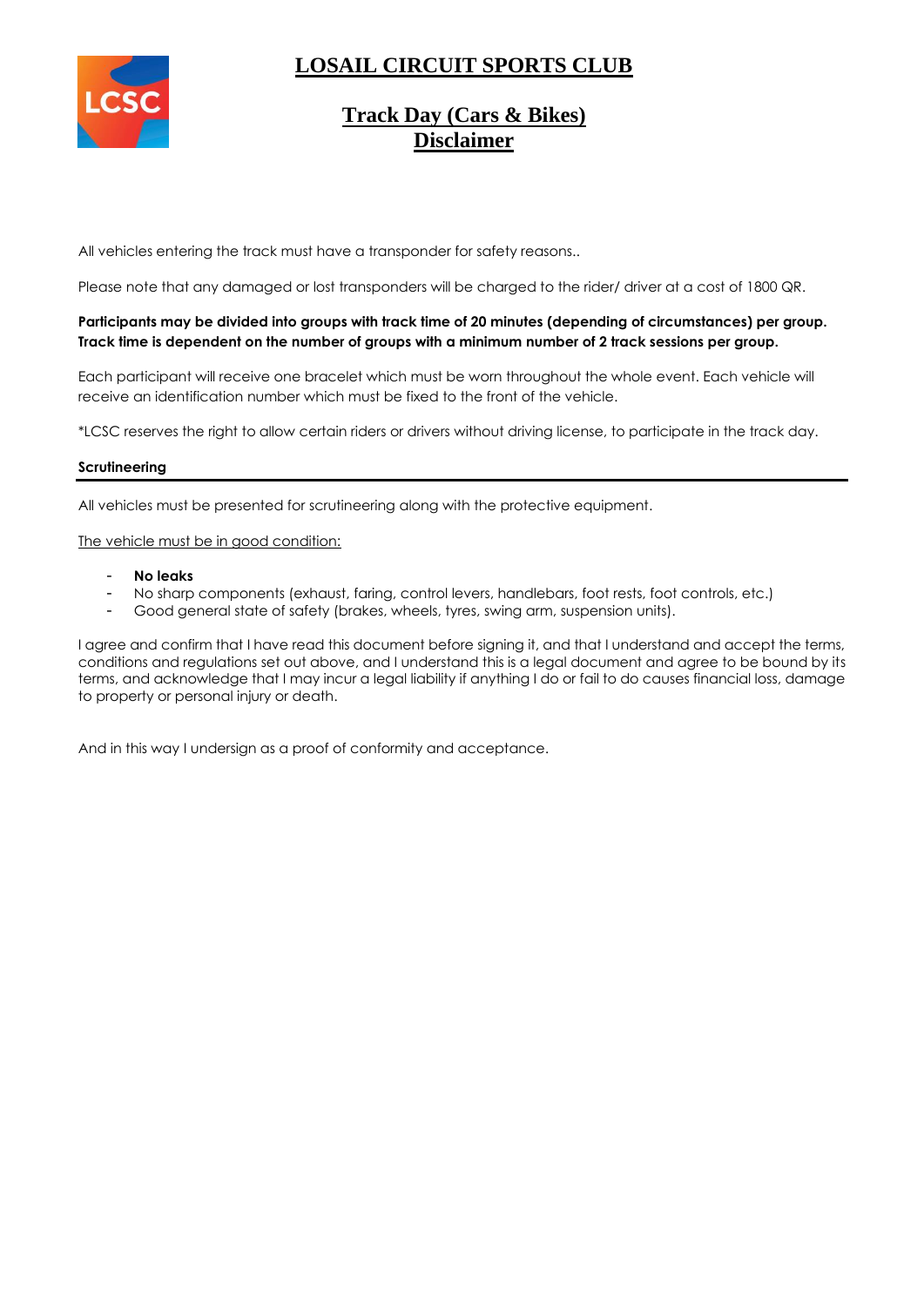# LOSAIL CIRCUIT SPORTS CLUB

## Track Day (Cars & Bikes) Disclaimer

All vehicles entering the track must have a transponder for safety reasons..

Please note that any damaged or lost transponders will be charged to the rider/ driver at a cost of 1800 QR.

**Participants may be divided into groups with track time of 20 minutes (depending of circumstances) per group. Track time is dependent on the number of groups with a minimum number of 2 track sessions per group.**

Each participant will receive one bracelet which must be worn throughout the whole event. Each vehicle will receive an identification number which must be fixed to the front of the vehicle.

*LCSC reserves the right to allow certain riders or drivers without driving license, to participate in the track day.

### Scrutineering

All vehicles must be presented for scrutineering along with the protective equipment.

The vehicle must be in good condition:

- **No leaks**
- No sharp components (exhaust, faring, control levers, handlebars, foot rests, foot controls, etc.)
- Good general state of safety (brakes, wheels, tyres, swing arm, suspension units).

I agree and confirm that I have read this document before signing it, and that I understand and accept the terms, conditions and regulations set out above, and I understand this is a legal document and agree to be bound by its terms, and acknowledge that I may incur a legal liability if anything I do or fail to do causes financial loss, damage to property or personal injury or death.

And in this way I undersign as a proof of conformity and acceptance.